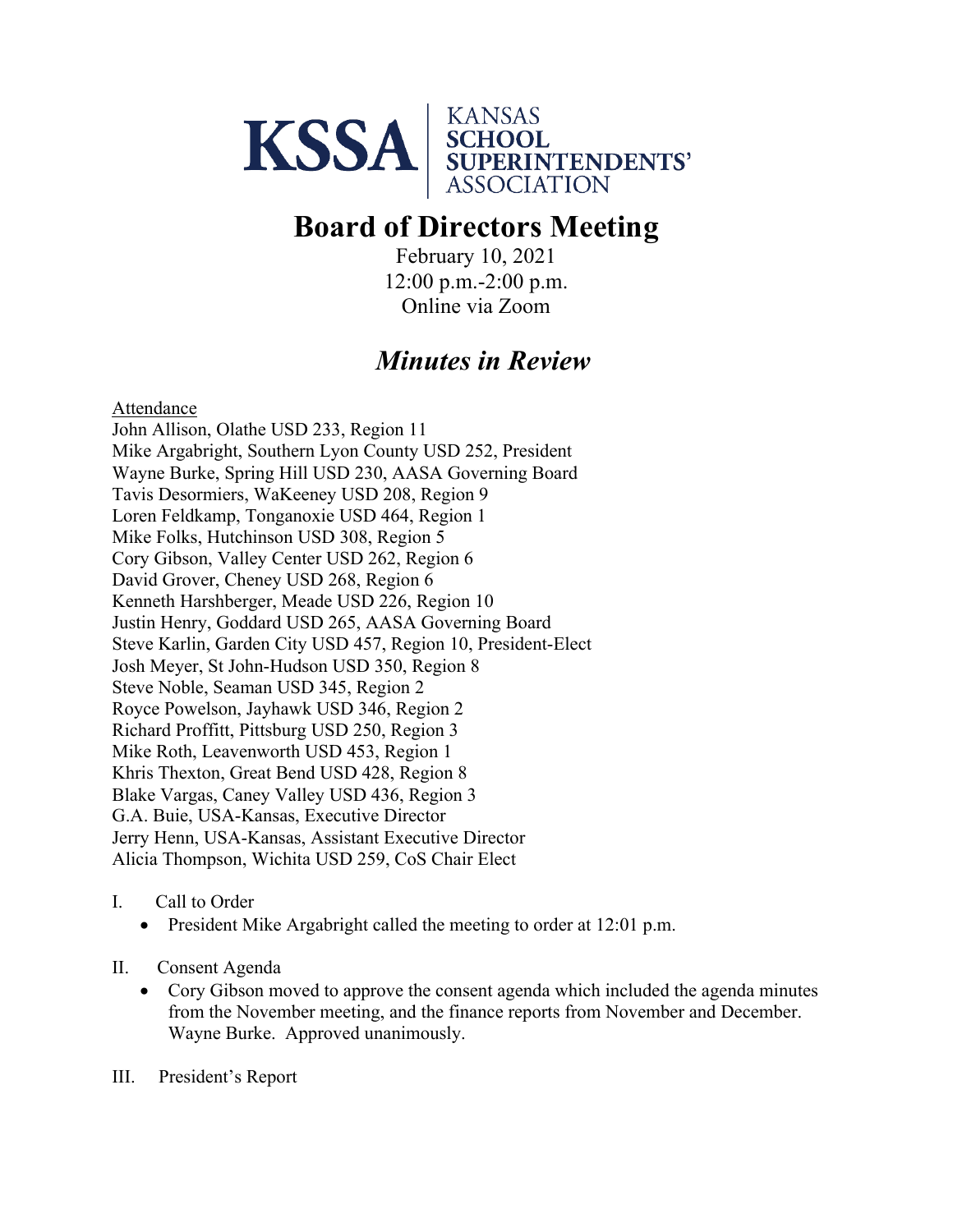KSSA | KANSAS SCHOOL SUPERINTENDENTS' ASSOCIATION

# Board of Directors Meeting

February 10, 2021
12:00 p.m.-2:00 p.m.
Online via Zoom

## *Minutes in Review*

Attendance
John Allison, Olathe USD 233, Region 11
Mike Argabright, Southern Lyon County USD 252, President
Wayne Burke, Spring Hill USD 230, AASA Governing Board
Tavis Desormiers, WaKeeney USD 208, Region 9
Loren Feldkamp, Tonganoxie USD 464, Region 1
Mike Folks, Hutchinson USD 308, Region 5
Cory Gibson, Valley Center USD 262, Region 6
David Grover, Cheney USD 268, Region 6
Kenneth Harshberger, Meade USD 226, Region 10
Justin Henry, Goddard USD 265, AASA Governing Board
Steve Karlin, Garden City USD 457, Region 10, President-Elect
Josh Meyer, St John-Hudson USD 350, Region 8
Steve Noble, Seaman USD 345, Region 2
Royce Powelson, Jayhawk USD 346, Region 2
Richard Proffitt, Pittsburg USD 250, Region 3
Mike Roth, Leavenworth USD 453, Region 1
Khris Thexton, Great Bend USD 428, Region 8
Blake Vargas, Caney Valley USD 436, Region 3
G.A. Buie, USA-Kansas, Executive Director
Jerry Henn, USA-Kansas, Assistant Executive Director
Alicia Thompson, Wichita USD 259, CoS Chair Elect

I. Call to Order
   - President Mike Argabright called the meeting to order at 12:01 p.m.

II. Consent Agenda
   - Cory Gibson moved to approve the consent agenda which included the agenda minutes from the November meeting, and the finance reports from November and December. Wayne Burke. Approved unanimously.

III. President's Report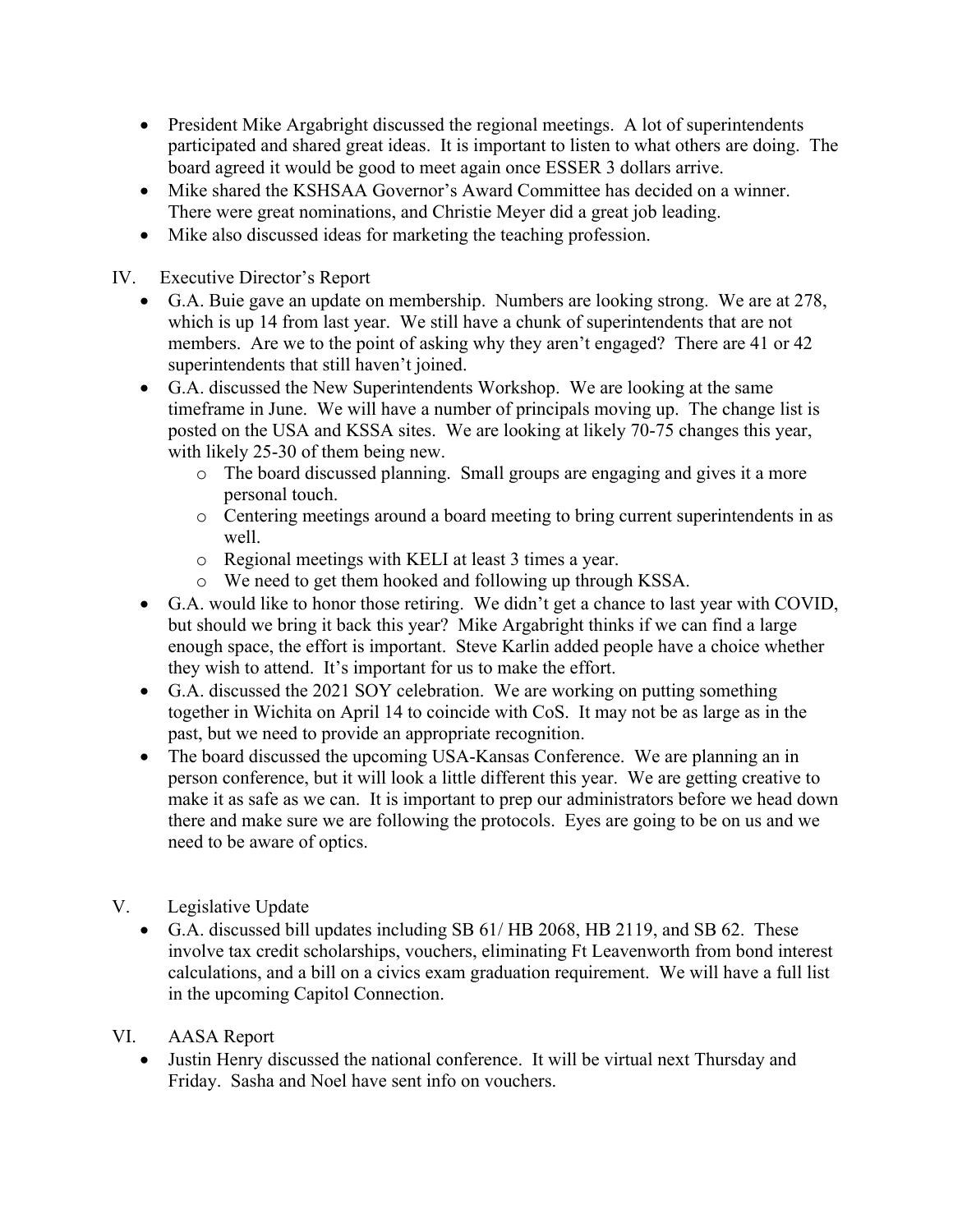- President Mike Argabright discussed the regional meetings. A lot of superintendents participated and shared great ideas. It is important to listen to what others are doing. The board agreed it would be good to meet again once ESSER 3 dollars arrive.
- Mike shared the KSHSAA Governor's Award Committee has decided on a winner. There were great nominations, and Christie Meyer did a great job leading.
- Mike also discussed ideas for marketing the teaching profession.

IV. Executive Director's Report

- G.A. Buie gave an update on membership. Numbers are looking strong. We are at 278, which is up 14 from last year. We still have a chunk of superintendents that are not members. Are we to the point of asking why they aren't engaged? There are 41 or 42 superintendents that still haven't joined.
- G.A. discussed the New Superintendents Workshop. We are looking at the same timeframe in June. We will have a number of principals moving up. The change list is posted on the USA and KSSA sites. We are looking at likely 70-75 changes this year, with likely 25-30 of them being new.
  - The board discussed planning. Small groups are engaging and gives it a more personal touch.
  - Centering meetings around a board meeting to bring current superintendents in as well.
  - Regional meetings with KELI at least 3 times a year.
  - We need to get them hooked and following up through KSSA.
- G.A. would like to honor those retiring. We didn't get a chance to last year with COVID, but should we bring it back this year? Mike Argabright thinks if we can find a large enough space, the effort is important. Steve Karlin added people have a choice whether they wish to attend. It's important for us to make the effort.
- G.A. discussed the 2021 SOY celebration. We are working on putting something together in Wichita on April 14 to coincide with CoS. It may not be as large as in the past, but we need to provide an appropriate recognition.
- The board discussed the upcoming USA-Kansas Conference. We are planning an in person conference, but it will look a little different this year. We are getting creative to make it as safe as we can. It is important to prep our administrators before we head down there and make sure we are following the protocols. Eyes are going to be on us and we need to be aware of optics.

V. Legislative Update

- G.A. discussed bill updates including SB 61/ HB 2068, HB 2119, and SB 62. These involve tax credit scholarships, vouchers, eliminating Ft Leavenworth from bond interest calculations, and a bill on a civics exam graduation requirement. We will have a full list in the upcoming Capitol Connection.

VI. AASA Report

- Justin Henry discussed the national conference. It will be virtual next Thursday and Friday. Sasha and Noel have sent info on vouchers.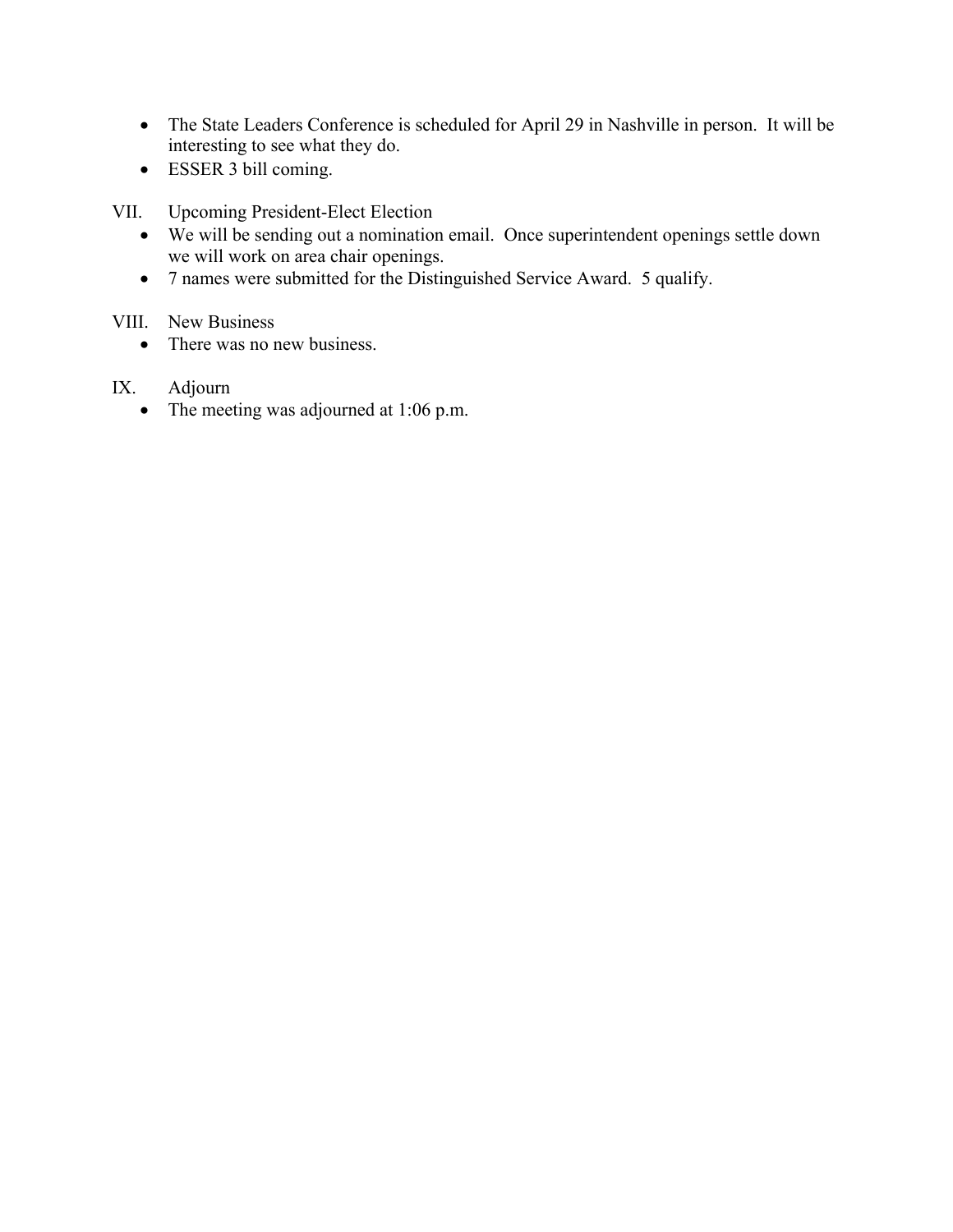- The State Leaders Conference is scheduled for April 29 in Nashville in person. It will be interesting to see what they do.
- ESSER 3 bill coming.

VII. Upcoming President-Elect Election
- We will be sending out a nomination email. Once superintendent openings settle down we will work on area chair openings.
- 7 names were submitted for the Distinguished Service Award. 5 qualify.

VIII. New Business
- There was no new business.

IX. Adjourn
- The meeting was adjourned at 1:06 p.m.